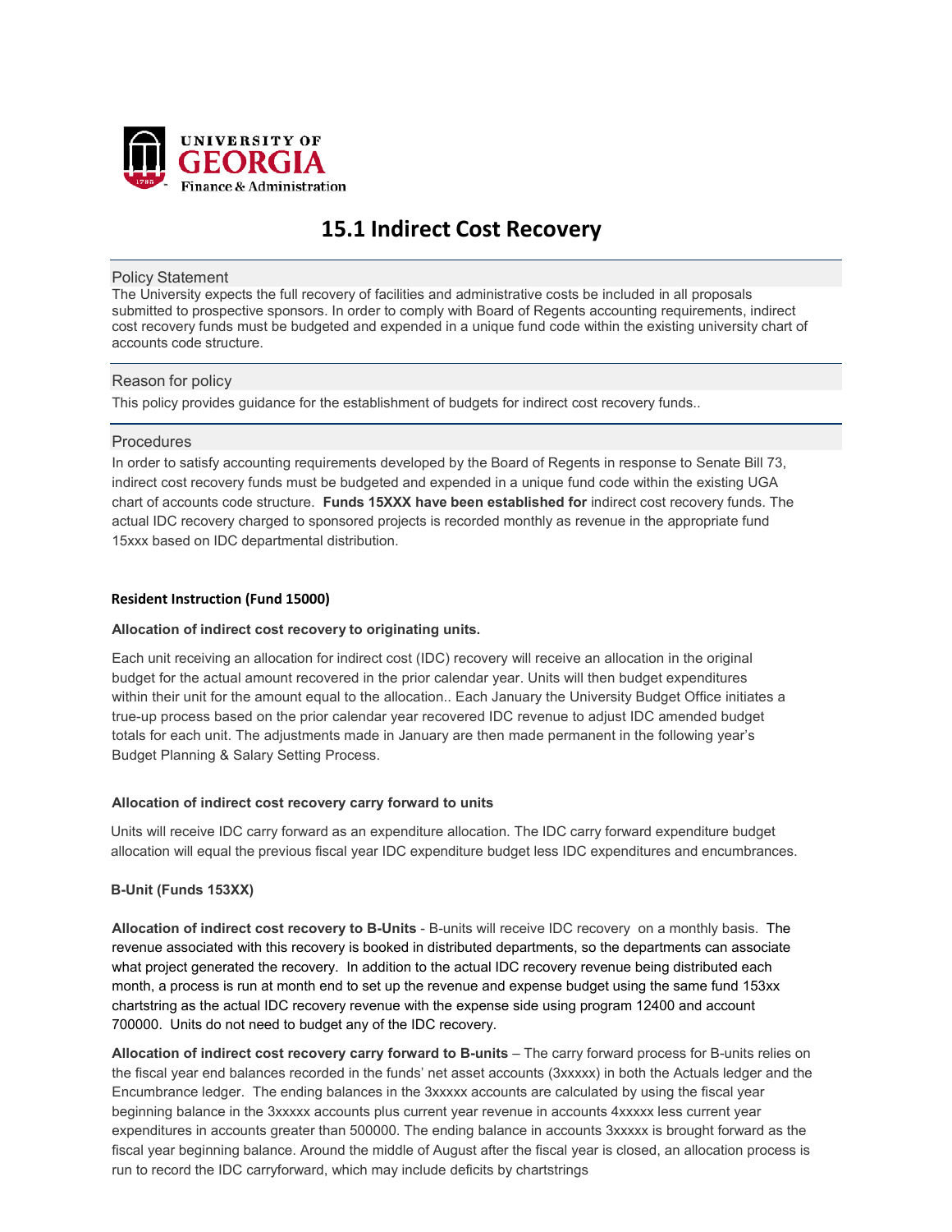UNIVERSITY OF GEORGIA
Finance & Administration

# 15.1 Indirect Cost Recovery

## Policy Statement

The University expects the full recovery of facilities and administrative costs be included in all proposals submitted to prospective sponsors. In order to comply with Board of Regents accounting requirements, indirect cost recovery funds must be budgeted and expended in a unique fund code within the existing university chart of accounts code structure.

## Reason for policy

This policy provides guidance for the establishment of budgets for indirect cost recovery funds..

## Procedures

In order to satisfy accounting requirements developed by the Board of Regents in response to Senate Bill 73, indirect cost recovery funds must be budgeted and expended in a unique fund code within the existing UGA chart of accounts code structure. **Funds 15XXX have been established for** indirect cost recovery funds. The actual IDC recovery charged to sponsored projects is recorded monthly as revenue in the appropriate fund 15xxx based on IDC departmental distribution.

### Resident Instruction (Fund 15000)

**Allocation of indirect cost recovery to originating units.**

Each unit receiving an allocation for indirect cost (IDC) recovery will receive an allocation in the original budget for the actual amount recovered in the prior calendar year. Units will then budget expenditures within their unit for the amount equal to the allocation.. Each January the University Budget Office initiates a true-up process based on the prior calendar year recovered IDC revenue to adjust IDC amended budget totals for each unit. The adjustments made in January are then made permanent in the following year's Budget Planning & Salary Setting Process.

**Allocation of indirect cost recovery carry forward to units**

Units will receive IDC carry forward as an expenditure allocation. The IDC carry forward expenditure budget allocation will equal the previous fiscal year IDC expenditure budget less IDC expenditures and encumbrances.

### B-Unit (Funds 153XX)

**Allocation of indirect cost recovery to B-Units** - B-units will receive IDC recovery on a monthly basis. The revenue associated with this recovery is booked in distributed departments, so the departments can associate what project generated the recovery. In addition to the actual IDC recovery revenue being distributed each month, a process is run at month end to set up the revenue and expense budget using the same fund 153xx chartstring as the actual IDC recovery revenue with the expense side using program 12400 and account 700000. Units do not need to budget any of the IDC recovery.

**Allocation of indirect cost recovery carry forward to B-units** – The carry forward process for B-units relies on the fiscal year end balances recorded in the funds' net asset accounts (3xxxxx) in both the Actuals ledger and the Encumbrance ledger. The ending balances in the 3xxxxx accounts are calculated by using the fiscal year beginning balance in the 3xxxxx accounts plus current year revenue in accounts 4xxxxx less current year expenditures in accounts greater than 500000. The ending balance in accounts 3xxxxx is brought forward as the fiscal year beginning balance. Around the middle of August after the fiscal year is closed, an allocation process is run to record the IDC carryforward, which may include deficits by chartstrings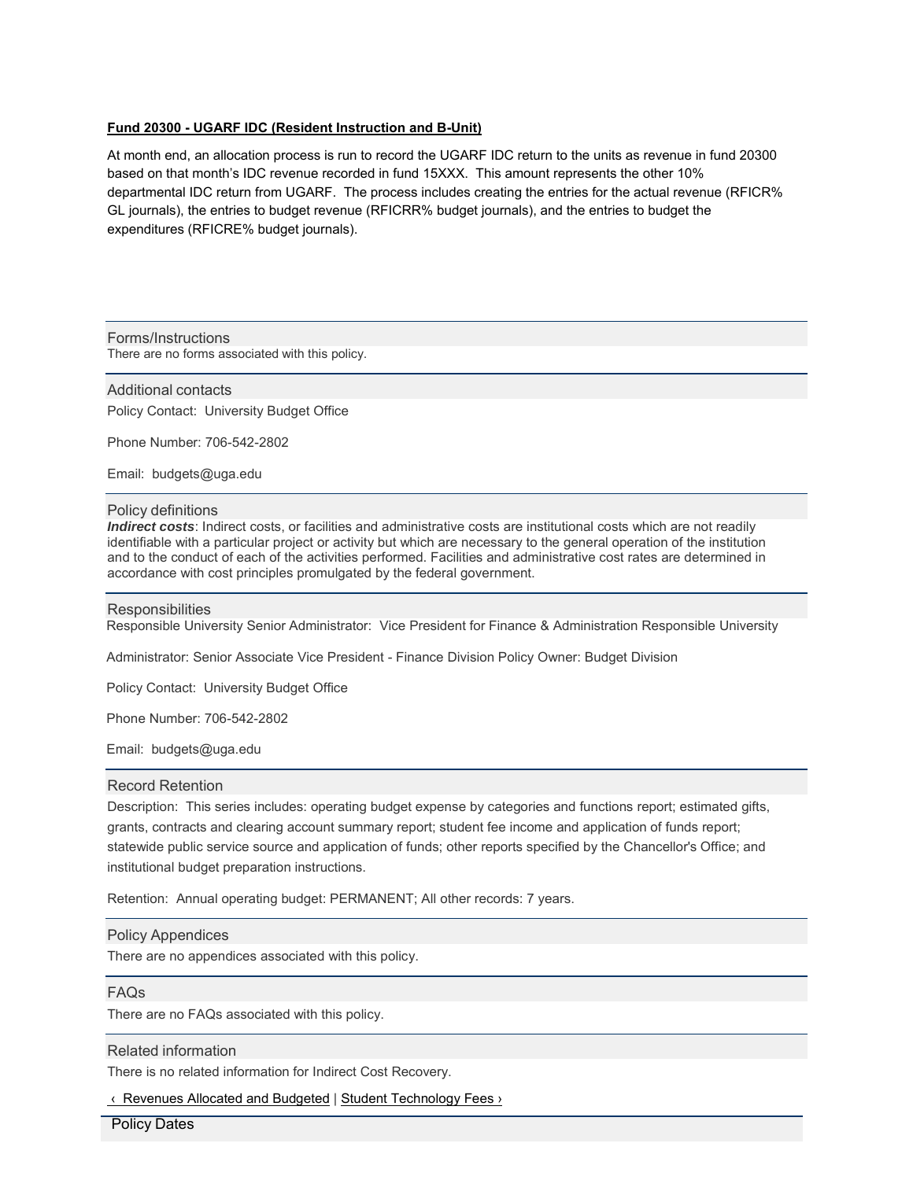**Fund 20300 - UGARF IDC (Resident Instruction and B-Unit)**

At month end, an allocation process is run to record the UGARF IDC return to the units as revenue in fund 20300 based on that month's IDC revenue recorded in fund 15XXX. This amount represents the other 10% departmental IDC return from UGARF. The process includes creating the entries for the actual revenue (RFICR% GL journals), the entries to budget revenue (RFICRR% budget journals), and the entries to budget the expenditures (RFICRE% budget journals).

## Forms/Instructions

There are no forms associated with this policy.

## Additional contacts

Policy Contact: University Budget Office

Phone Number: 706-542-2802

Email: budgets@uga.edu

## Policy definitions

***Indirect costs***: Indirect costs, or facilities and administrative costs are institutional costs which are not readily identifiable with a particular project or activity but which are necessary to the general operation of the institution and to the conduct of each of the activities performed. Facilities and administrative cost rates are determined in accordance with cost principles promulgated by the federal government.

## Responsibilities

Responsible University Senior Administrator: Vice President for Finance & Administration Responsible University

Administrator: Senior Associate Vice President - Finance Division Policy Owner: Budget Division

Policy Contact: University Budget Office

Phone Number: 706-542-2802

Email: budgets@uga.edu

## Record Retention

Description: This series includes: operating budget expense by categories and functions report; estimated gifts, grants, contracts and clearing account summary report; student fee income and application of funds report; statewide public service source and application of funds; other reports specified by the Chancellor's Office; and institutional budget preparation instructions.

Retention: Annual operating budget: PERMANENT; All other records: 7 years.

## Policy Appendices

There are no appendices associated with this policy.

## FAQs

There are no FAQs associated with this policy.

## Related information

There is no related information for Indirect Cost Recovery.

‹ Revenues Allocated and Budgeted | Student Technology Fees ›

## Policy Dates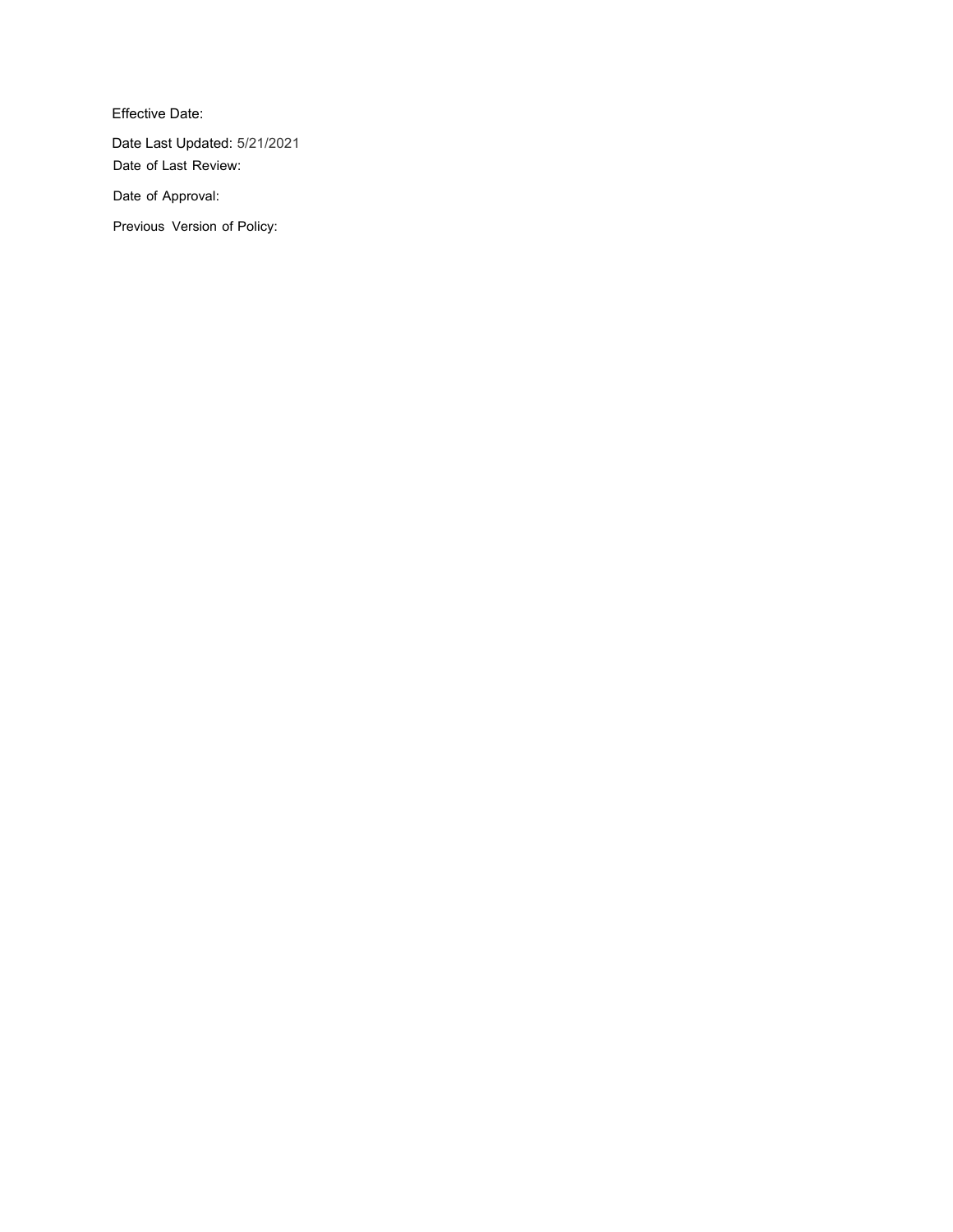Effective Date:

Date Last Updated: 5/21/2021

Date of Last Review:

Date of Approval:

Previous Version of Policy: